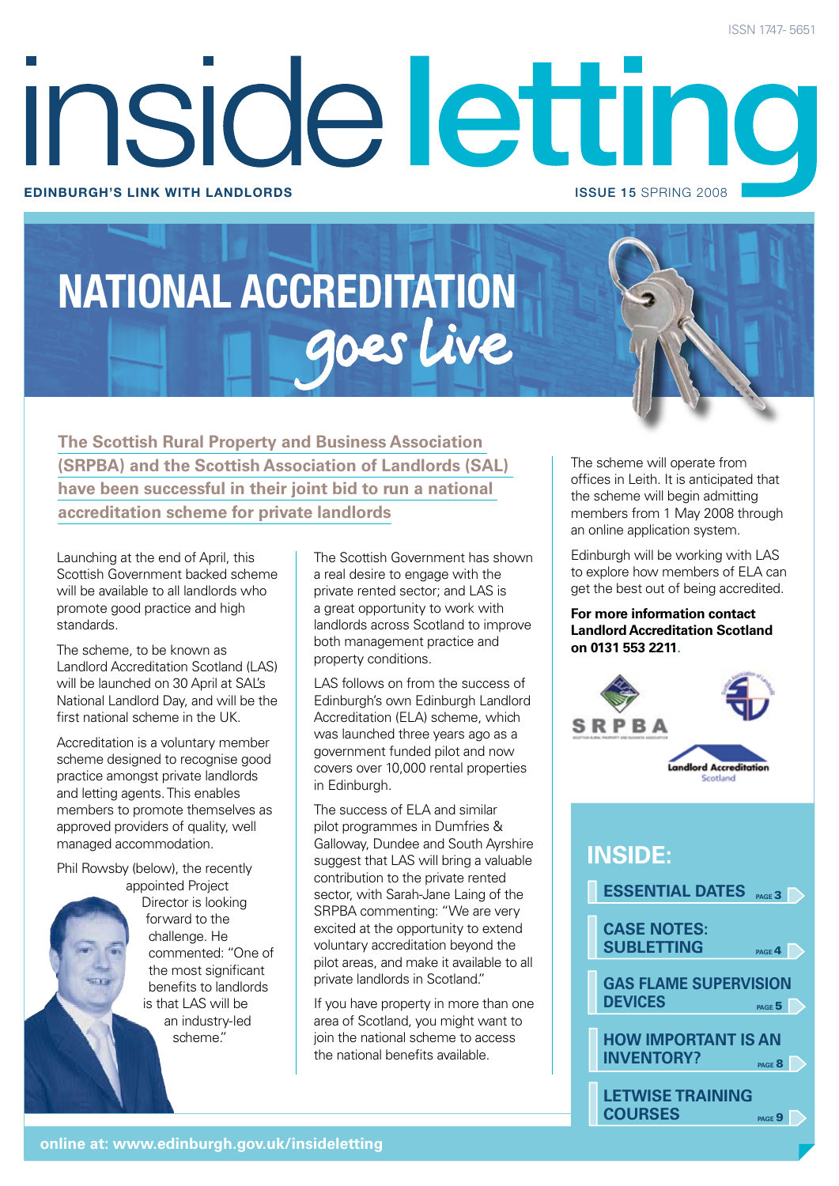ISSN 1747- 5651

# inside letting

**EDINBURGH'S LINK WITH LANDLORDS** — **ISSUE 15** SPRING 2008

# NATIONAL ACCREDITATION *goes live*

**The Scottish Rural Property and Business Association (SRPBA) and the Scottish Association of Landlords (SAL) have been successful in their joint bid to run a national accreditation scheme for private landlords**

Launching at the end of April, this Scottish Government backed scheme will be available to all landlords who promote good practice and high standards.

The scheme, to be known as Landlord Accreditation Scotland (LAS) will be launched on 30 April at SAL's National Landlord Day, and will be the first national scheme in the UK.

Accreditation is a voluntary member scheme designed to recognise good practice amongst private landlords and letting agents. This enables members to promote themselves as approved providers of quality, well managed accommodation.

Phil Rowsby (below), the recently appointed Project Director is looking forward to the challenge. He commented: "One of the most significant benefits to landlords is that LAS will be an industry-led scheme."

The Scottish Government has shown a real desire to engage with the private rented sector; and LAS is a great opportunity to work with landlords across Scotland to improve both management practice and property conditions.

LAS follows on from the success of Edinburgh's own Edinburgh Landlord Accreditation (ELA) scheme, which was launched three years ago as a government funded pilot and now covers over 10,000 rental properties in Edinburgh.

The success of ELA and similar pilot programmes in Dumfries & Galloway, Dundee and South Ayrshire suggest that LAS will bring a valuable contribution to the private rented sector, with Sarah-Jane Laing of the SRPBA commenting: "We are very excited at the opportunity to extend voluntary accreditation beyond the pilot areas, and make it available to all private landlords in Scotland."

If you have property in more than one area of Scotland, you might want to join the national scheme to access the national benefits available.

The scheme will operate from offices in Leith. It is anticipated that the scheme will begin admitting members from 1 May 2008 through an online application system.

Edinburgh will be working with LAS to explore how members of ELA can get the best out of being accredited.

**For more information contact Landlord Accreditation Scotland on 0131 553 2211.**

SRPBA

Landlord Accreditation Scotland

## INSIDE:

- **ESSENTIAL DATES** PAGE 3
- **CASE NOTES: SUBLETTING** PAGE 4
- **GAS FLAME SUPERVISION DEVICES** PAGE 5
- **HOW IMPORTANT IS AN INVENTORY?** PAGE 8
- **LETWISE TRAINING COURSES** PAGE 9

**online at: www.edinburgh.gov.uk/insideletting**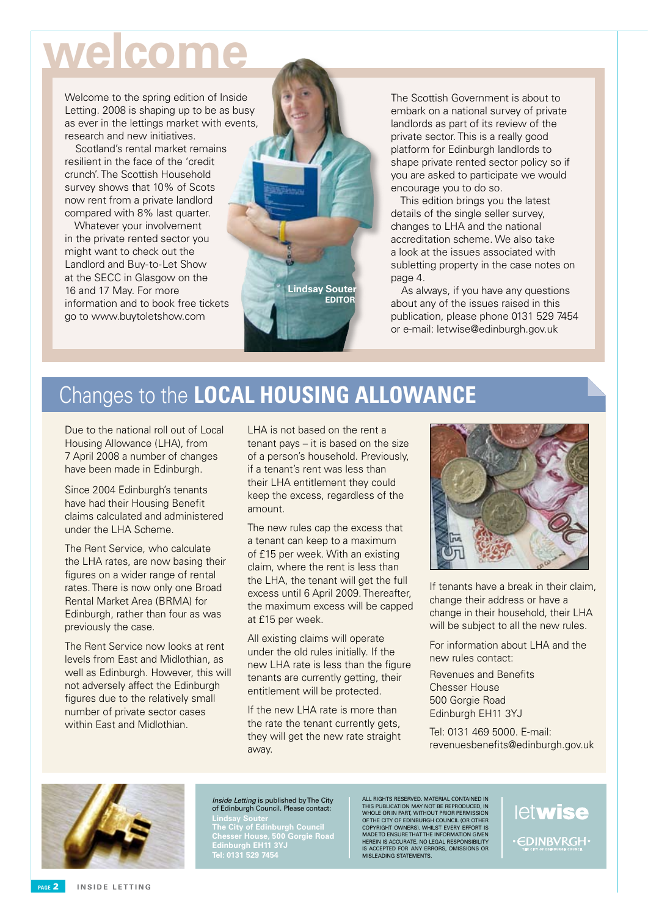# welcome

Welcome to the spring edition of Inside Letting. 2008 is shaping up to be as busy as ever in the lettings market with events, research and new initiatives.

Scotland's rental market remains resilient in the face of the 'credit crunch'. The Scottish Household survey shows that 10% of Scots now rent from a private landlord compared with 8% last quarter.

Whatever your involvement in the private rented sector you might want to check out the Landlord and Buy-to-Let Show at the SECC in Glasgow on the 16 and 17 May. For more information and to book free tickets go to www.buytoletshow.com

**Lindsay Souter**
**EDITOR**

The Scottish Government is about to embark on a national survey of private landlords as part of its review of the private sector. This is a really good platform for Edinburgh landlords to shape private rented sector policy so if you are asked to participate we would encourage you to do so.

This edition brings you the latest details of the single seller survey, changes to LHA and the national accreditation scheme. We also take a look at the issues associated with subletting property in the case notes on page 4.

As always, if you have any questions about any of the issues raised in this publication, please phone 0131 529 7454 or e-mail: letwise@edinburgh.gov.uk

## Changes to the **LOCAL HOUSING ALLOWANCE**

Due to the national roll out of Local Housing Allowance (LHA), from 7 April 2008 a number of changes have been made in Edinburgh.

Since 2004 Edinburgh's tenants have had their Housing Benefit claims calculated and administered under the LHA Scheme.

The Rent Service, who calculate the LHA rates, are now basing their figures on a wider range of rental rates. There is now only one Broad Rental Market Area (BRMA) for Edinburgh, rather than four as was previously the case.

The Rent Service now looks at rent levels from East and Midlothian, as well as Edinburgh. However, this will not adversely affect the Edinburgh figures due to the relatively small number of private sector cases within East and Midlothian.

LHA is not based on the rent a tenant pays – it is based on the size of a person's household. Previously, if a tenant's rent was less than their LHA entitlement they could keep the excess, regardless of the amount.

The new rules cap the excess that a tenant can keep to a maximum of £15 per week. With an existing claim, where the rent is less than the LHA, the tenant will get the full excess until 6 April 2009. Thereafter, the maximum excess will be capped at £15 per week.

All existing claims will operate under the old rules initially. If the new LHA rate is less than the figure tenants are currently getting, their entitlement will be protected.

If the new LHA rate is more than the rate the tenant currently gets, they will get the new rate straight away.

If tenants have a break in their claim, change their address or have a change in their household, their LHA will be subject to all the new rules.

For information about LHA and the new rules contact:

Revenues and Benefits
Chesser House
500 Gorgie Road
Edinburgh EH11 3YJ

Tel: 0131 469 5000. E-mail: revenuesbenefits@edinburgh.gov.uk

*Inside Letting* is published by The City of Edinburgh Council. Please contact:
**Lindsay Souter**
**The City of Edinburgh Council**
**Chesser House, 500 Gorgie Road**
**Edinburgh EH11 3YJ**
**Tel: 0131 529 7454**

ALL RIGHTS RESERVED. MATERIAL CONTAINED IN THIS PUBLICATION MAY NOT BE REPRODUCED, IN WHOLE OR IN PART, WITHOUT PRIOR PERMISSION OF THE CITY OF EDINBURGH COUNCIL (OR OTHER COPYRIGHT OWNERS). WHILST EVERY EFFORT IS MADE TO ENSURE THAT THE INFORMATION GIVEN HEREIN IS ACCURATE, NO LEGAL RESPONSIBILITY IS ACCEPTED FOR ANY ERRORS, OMISSIONS OR MISLEADING STATEMENTS.

letwise
EDINBVRGH THE CITY OF EDINBURGH COUNCIL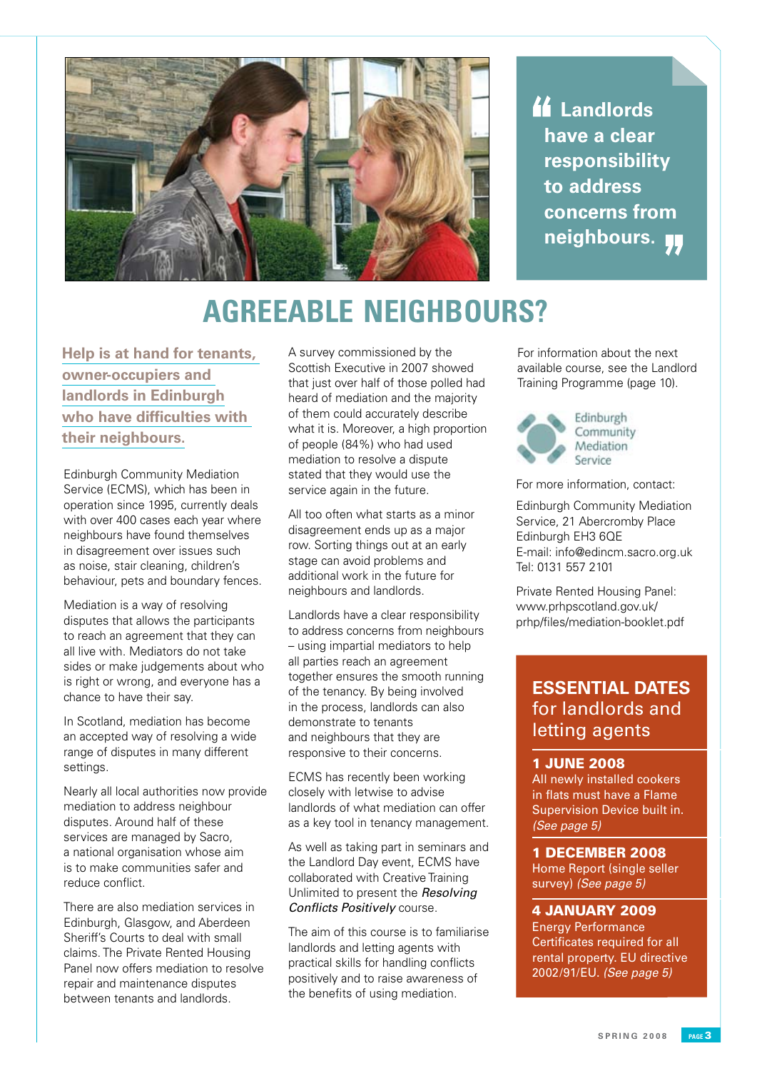> "Landlords have a clear responsibility to address concerns from neighbours."

# AGREEABLE NEIGHBOURS?

**Help is at hand for tenants, owner-occupiers and landlords in Edinburgh who have difficulties with their neighbours.**

Edinburgh Community Mediation Service (ECMS), which has been in operation since 1995, currently deals with over 400 cases each year where neighbours have found themselves in disagreement over issues such as noise, stair cleaning, children's behaviour, pets and boundary fences.

Mediation is a way of resolving disputes that allows the participants to reach an agreement that they can all live with. Mediators do not take sides or make judgements about who is right or wrong, and everyone has a chance to have their say.

In Scotland, mediation has become an accepted way of resolving a wide range of disputes in many different settings.

Nearly all local authorities now provide mediation to address neighbour disputes. Around half of these services are managed by Sacro, a national organisation whose aim is to make communities safer and reduce conflict.

There are also mediation services in Edinburgh, Glasgow, and Aberdeen Sheriff's Courts to deal with small claims. The Private Rented Housing Panel now offers mediation to resolve repair and maintenance disputes between tenants and landlords.

A survey commissioned by the Scottish Executive in 2007 showed that just over half of those polled had heard of mediation and the majority of them could accurately describe what it is. Moreover, a high proportion of people (84%) who had used mediation to resolve a dispute stated that they would use the service again in the future.

All too often what starts as a minor disagreement ends up as a major row. Sorting things out at an early stage can avoid problems and additional work in the future for neighbours and landlords.

Landlords have a clear responsibility to address concerns from neighbours – using impartial mediators to help all parties reach an agreement together ensures the smooth running of the tenancy. By being involved in the process, landlords can also demonstrate to tenants and neighbours that they are responsive to their concerns.

ECMS has recently been working closely with letwise to advise landlords of what mediation can offer as a key tool in tenancy management.

As well as taking part in seminars and the Landlord Day event, ECMS have collaborated with Creative Training Unlimited to present the *Resolving Conflicts Positively* course.

The aim of this course is to familiarise landlords and letting agents with practical skills for handling conflicts positively and to raise awareness of the benefits of using mediation.

For information about the next available course, see the Landlord Training Programme (page 10).

Edinburgh Community Mediation Service

For more information, contact:

Edinburgh Community Mediation Service, 21 Abercromby Place
Edinburgh EH3 6QE
E-mail: info@edincm.sacro.org.uk
Tel: 0131 557 2101

Private Rented Housing Panel:
www.prhpscotland.gov.uk/prhp/files/mediation-booklet.pdf

## ESSENTIAL DATES for landlords and letting agents

**1 JUNE 2008**
All newly installed cookers in flats must have a Flame Supervision Device built in. *(See page 5)*

**1 DECEMBER 2008**
Home Report (single seller survey) *(See page 5)*

**4 JANUARY 2009**
Energy Performance Certificates required for all rental property. EU directive 2002/91/EU. *(See page 5)*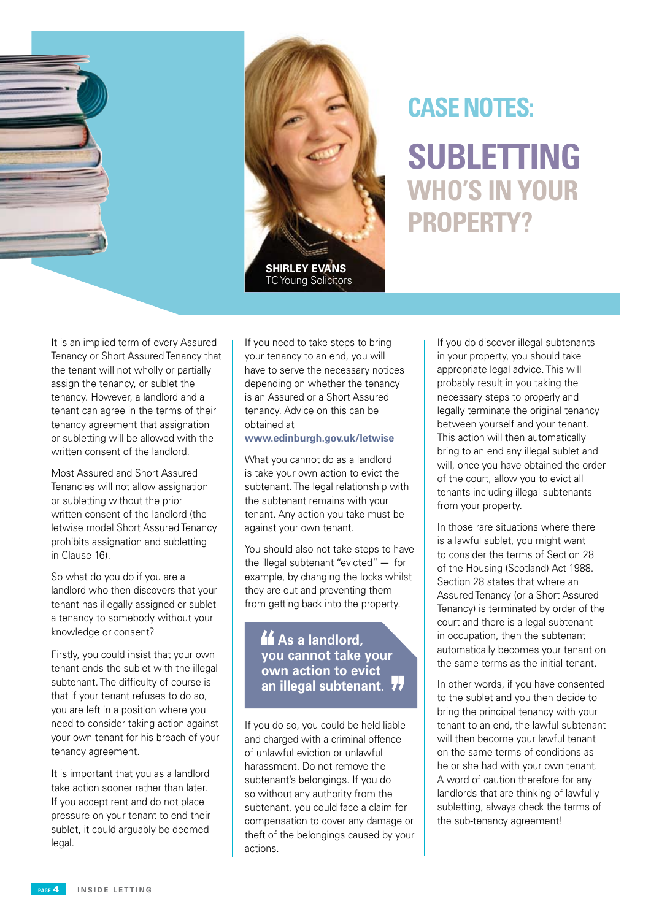# CASE NOTES:

## SUBLETTING WHO'S IN YOUR PROPERTY?

**SHIRLEY EVANS**
TC Young Solicitors

It is an implied term of every Assured Tenancy or Short Assured Tenancy that the tenant will not wholly or partially assign the tenancy, or sublet the tenancy. However, a landlord and a tenant can agree in the terms of their tenancy agreement that assignation or subletting will be allowed with the written consent of the landlord.

Most Assured and Short Assured Tenancies will not allow assignation or subletting without the prior written consent of the landlord (the letwise model Short Assured Tenancy prohibits assignation and subletting in Clause 16).

So what do you do if you are a landlord who then discovers that your tenant has illegally assigned or sublet a tenancy to somebody without your knowledge or consent?

Firstly, you could insist that your own tenant ends the sublet with the illegal subtenant. The difficulty of course is that if your tenant refuses to do so, you are left in a position where you need to consider taking action against your own tenant for his breach of your tenancy agreement.

It is important that you as a landlord take action sooner rather than later. If you accept rent and do not place pressure on your tenant to end their sublet, it could arguably be deemed legal.

If you need to take steps to bring your tenancy to an end, you will have to serve the necessary notices depending on whether the tenancy is an Assured or a Short Assured tenancy. Advice on this can be obtained at **www.edinburgh.gov.uk/letwise**

What you cannot do as a landlord is take your own action to evict the subtenant. The legal relationship with the subtenant remains with your tenant. Any action you take must be against your own tenant.

You should also not take steps to have the illegal subtenant "evicted" — for example, by changing the locks whilst they are out and preventing them from getting back into the property.

> **"As a landlord, you cannot take your own action to evict an illegal subtenant."**

If you do so, you could be held liable and charged with a criminal offence of unlawful eviction or unlawful harassment. Do not remove the subtenant's belongings. If you do so without any authority from the subtenant, you could face a claim for compensation to cover any damage or theft of the belongings caused by your actions.

If you do discover illegal subtenants in your property, you should take appropriate legal advice. This will probably result in you taking the necessary steps to properly and legally terminate the original tenancy between yourself and your tenant. This action will then automatically bring to an end any illegal sublet and will, once you have obtained the order of the court, allow you to evict all tenants including illegal subtenants from your property.

In those rare situations where there is a lawful sublet, you might want to consider the terms of Section 28 of the Housing (Scotland) Act 1988. Section 28 states that where an Assured Tenancy (or a Short Assured Tenancy) is terminated by order of the court and there is a legal subtenant in occupation, then the subtenant automatically becomes your tenant on the same terms as the initial tenant.

In other words, if you have consented to the sublet and you then decide to bring the principal tenancy with your tenant to an end, the lawful subtenant will then become your lawful tenant on the same terms of conditions as he or she had with your own tenant. A word of caution therefore for any landlords that are thinking of lawfully subletting, always check the terms of the sub-tenancy agreement!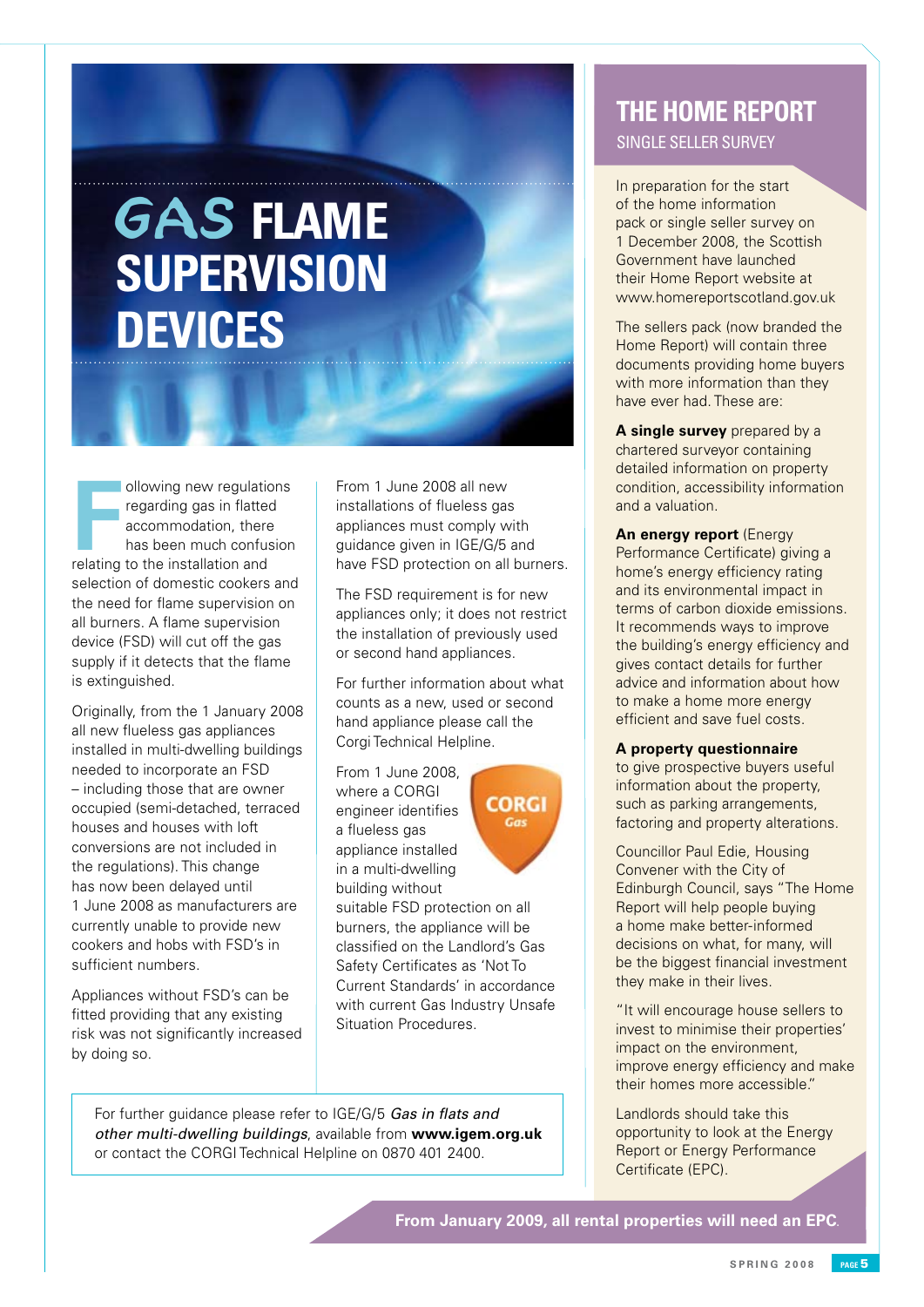# GAS FLAME SUPERVISION DEVICES

Following new regulations regarding gas in flatted accommodation, there has been much confusion relating to the installation and selection of domestic cookers and the need for flame supervision on all burners. A flame supervision device (FSD) will cut off the gas supply if it detects that the flame is extinguished.

Originally, from the 1 January 2008 all new flueless gas appliances installed in multi-dwelling buildings needed to incorporate an FSD – including those that are owner occupied (semi-detached, terraced houses and houses with loft conversions are not included in the regulations). This change has now been delayed until 1 June 2008 as manufacturers are currently unable to provide new cookers and hobs with FSD's in sufficient numbers.

Appliances without FSD's can be fitted providing that any existing risk was not significantly increased by doing so.

From 1 June 2008 all new installations of flueless gas appliances must comply with guidance given in IGE/G/5 and have FSD protection on all burners.

The FSD requirement is for new appliances only; it does not restrict the installation of previously used or second hand appliances.

For further information about what counts as a new, used or second hand appliance please call the Corgi Technical Helpline.

From 1 June 2008, where a CORGI engineer identifies a flueless gas appliance installed in a multi-dwelling building without suitable FSD protection on all burners, the appliance will be classified on the Landlord's Gas Safety Certificates as 'Not To Current Standards' in accordance with current Gas Industry Unsafe Situation Procedures.

For further guidance please refer to IGE/G/5 *Gas in flats and other multi-dwelling buildings*, available from **www.igem.org.uk** or contact the CORGI Technical Helpline on 0870 401 2400.

## THE HOME REPORT

### SINGLE SELLER SURVEY

In preparation for the start of the home information pack or single seller survey on 1 December 2008, the Scottish Government have launched their Home Report website at www.homereportscotland.gov.uk

The sellers pack (now branded the Home Report) will contain three documents providing home buyers with more information than they have ever had. These are:

**A single survey** prepared by a chartered surveyor containing detailed information on property condition, accessibility information and a valuation.

**An energy report** (Energy Performance Certificate) giving a home's energy efficiency rating and its environmental impact in terms of carbon dioxide emissions. It recommends ways to improve the building's energy efficiency and gives contact details for further advice and information about how to make a home more energy efficient and save fuel costs.

**A property questionnaire** to give prospective buyers useful information about the property, such as parking arrangements, factoring and property alterations.

Councillor Paul Edie, Housing Convener with the City of Edinburgh Council, says "The Home Report will help people buying a home make better-informed decisions on what, for many, will be the biggest financial investment they make in their lives.

"It will encourage house sellers to invest to minimise their properties' impact on the environment, improve energy efficiency and make their homes more accessible."

Landlords should take this opportunity to look at the Energy Report or Energy Performance Certificate (EPC).

**From January 2009, all rental properties will need an EPC.**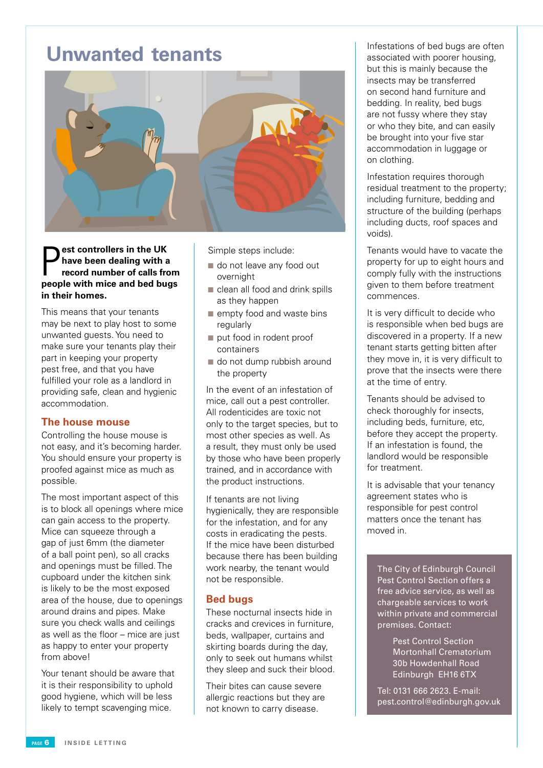# Unwanted tenants

**Pest controllers in the UK have been dealing with a record number of calls from people with mice and bed bugs in their homes.**

This means that your tenants may be next to play host to some unwanted guests. You need to make sure your tenants play their part in keeping your property pest free, and that you have fulfilled your role as a landlord in providing safe, clean and hygienic accommodation.

## The house mouse

Controlling the house mouse is not easy, and it's becoming harder. You should ensure your property is proofed against mice as much as possible.

The most important aspect of this is to block all openings where mice can gain access to the property. Mice can squeeze through a gap of just 6mm (the diameter of a ball point pen), so all cracks and openings must be filled. The cupboard under the kitchen sink is likely to be the most exposed area of the house, due to openings around drains and pipes. Make sure you check walls and ceilings as well as the floor – mice are just as happy to enter your property from above!

Your tenant should be aware that it is their responsibility to uphold good hygiene, which will be less likely to tempt scavenging mice.

Simple steps include:

- do not leave any food out overnight
- clean all food and drink spills as they happen
- empty food and waste bins regularly
- put food in rodent proof containers
- do not dump rubbish around the property

In the event of an infestation of mice, call out a pest controller. All rodenticides are toxic not only to the target species, but to most other species as well. As a result, they must only be used by those who have been properly trained, and in accordance with the product instructions.

If tenants are not living hygienically, they are responsible for the infestation, and for any costs in eradicating the pests. If the mice have been disturbed because there has been building work nearby, the tenant would not be responsible.

## Bed bugs

These nocturnal insects hide in cracks and crevices in furniture, beds, wallpaper, curtains and skirting boards during the day, only to seek out humans whilst they sleep and suck their blood.

Their bites can cause severe allergic reactions but they are not known to carry disease.

Infestations of bed bugs are often associated with poorer housing, but this is mainly because the insects may be transferred on second hand furniture and bedding. In reality, bed bugs are not fussy where they stay or who they bite, and can easily be brought into your five star accommodation in luggage or on clothing.

Infestation requires thorough residual treatment to the property; including furniture, bedding and structure of the building (perhaps including ducts, roof spaces and voids).

Tenants would have to vacate the property for up to eight hours and comply fully with the instructions given to them before treatment commences.

It is very difficult to decide who is responsible when bed bugs are discovered in a property. If a new tenant starts getting bitten after they move in, it is very difficult to prove that the insects were there at the time of entry.

Tenants should be advised to check thoroughly for insects, including beds, furniture, etc, before they accept the property. If an infestation is found, the landlord would be responsible for treatment.

It is advisable that your tenancy agreement states who is responsible for pest control matters once the tenant has moved in.

The City of Edinburgh Council Pest Control Section offers a free advice service, as well as chargeable services to work within private and commercial premises. Contact:

Pest Control Section
Mortonhall Crematorium
30b Howdenhall Road
Edinburgh EH16 6TX

Tel: 0131 666 2623. E-mail: pest.control@edinburgh.gov.uk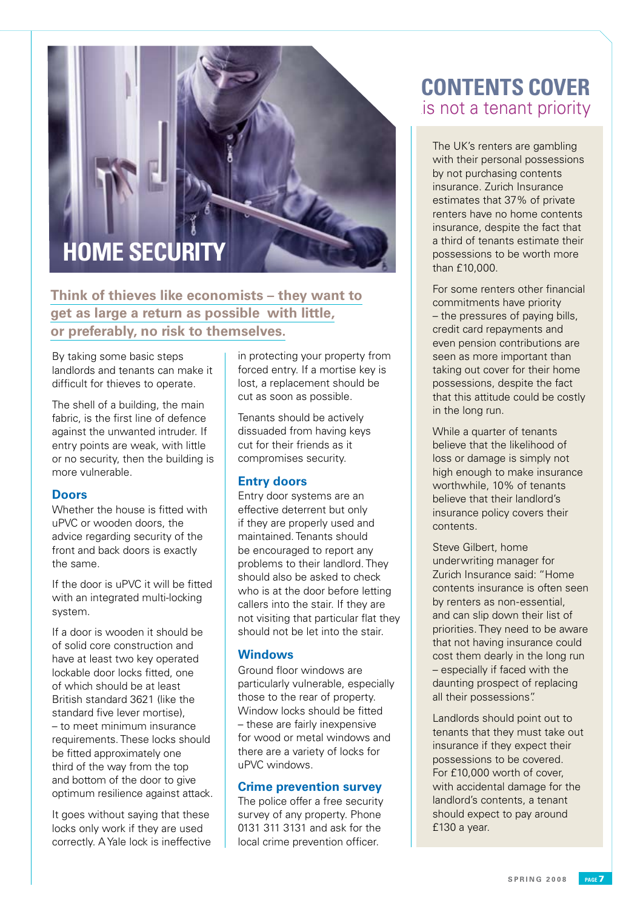# HOME SECURITY

## Think of thieves like economists – they want to get as large a return as possible with little, or preferably, no risk to themselves.

By taking some basic steps landlords and tenants can make it difficult for thieves to operate.

The shell of a building, the main fabric, is the first line of defence against the unwanted intruder. If entry points are weak, with little or no security, then the building is more vulnerable.

### Doors

Whether the house is fitted with uPVC or wooden doors, the advice regarding security of the front and back doors is exactly the same.

If the door is uPVC it will be fitted with an integrated multi-locking system.

If a door is wooden it should be of solid core construction and have at least two key operated lockable door locks fitted, one of which should be at least British standard 3621 (like the standard five lever mortise), – to meet minimum insurance requirements. These locks should be fitted approximately one third of the way from the top and bottom of the door to give optimum resilience against attack.

It goes without saying that these locks only work if they are used correctly. A Yale lock is ineffective in protecting your property from forced entry. If a mortise key is lost, a replacement should be cut as soon as possible.

Tenants should be actively dissuaded from having keys cut for their friends as it compromises security.

### Entry doors

Entry door systems are an effective deterrent but only if they are properly used and maintained. Tenants should be encouraged to report any problems to their landlord. They should also be asked to check who is at the door before letting callers into the stair. If they are not visiting that particular flat they should not be let into the stair.

### Windows

Ground floor windows are particularly vulnerable, especially those to the rear of property. Window locks should be fitted – these are fairly inexpensive for wood or metal windows and there are a variety of locks for uPVC windows.

### Crime prevention survey

The police offer a free security survey of any property. Phone 0131 311 3131 and ask for the local crime prevention officer.

# CONTENTS COVER
## is not a tenant priority

The UK's renters are gambling with their personal possessions by not purchasing contents insurance. Zurich Insurance estimates that 37% of private renters have no home contents insurance, despite the fact that a third of tenants estimate their possessions to be worth more than £10,000.

For some renters other financial commitments have priority – the pressures of paying bills, credit card repayments and even pension contributions are seen as more important than taking out cover for their home possessions, despite the fact that this attitude could be costly in the long run.

While a quarter of tenants believe that the likelihood of loss or damage is simply not high enough to make insurance worthwhile, 10% of tenants believe that their landlord's insurance policy covers their contents.

Steve Gilbert, home underwriting manager for Zurich Insurance said: "Home contents insurance is often seen by renters as non-essential, and can slip down their list of priorities. They need to be aware that not having insurance could cost them dearly in the long run – especially if faced with the daunting prospect of replacing all their possessions".

Landlords should point out to tenants that they must take out insurance if they expect their possessions to be covered. For £10,000 worth of cover, with accidental damage for the landlord's contents, a tenant should expect to pay around £130 a year.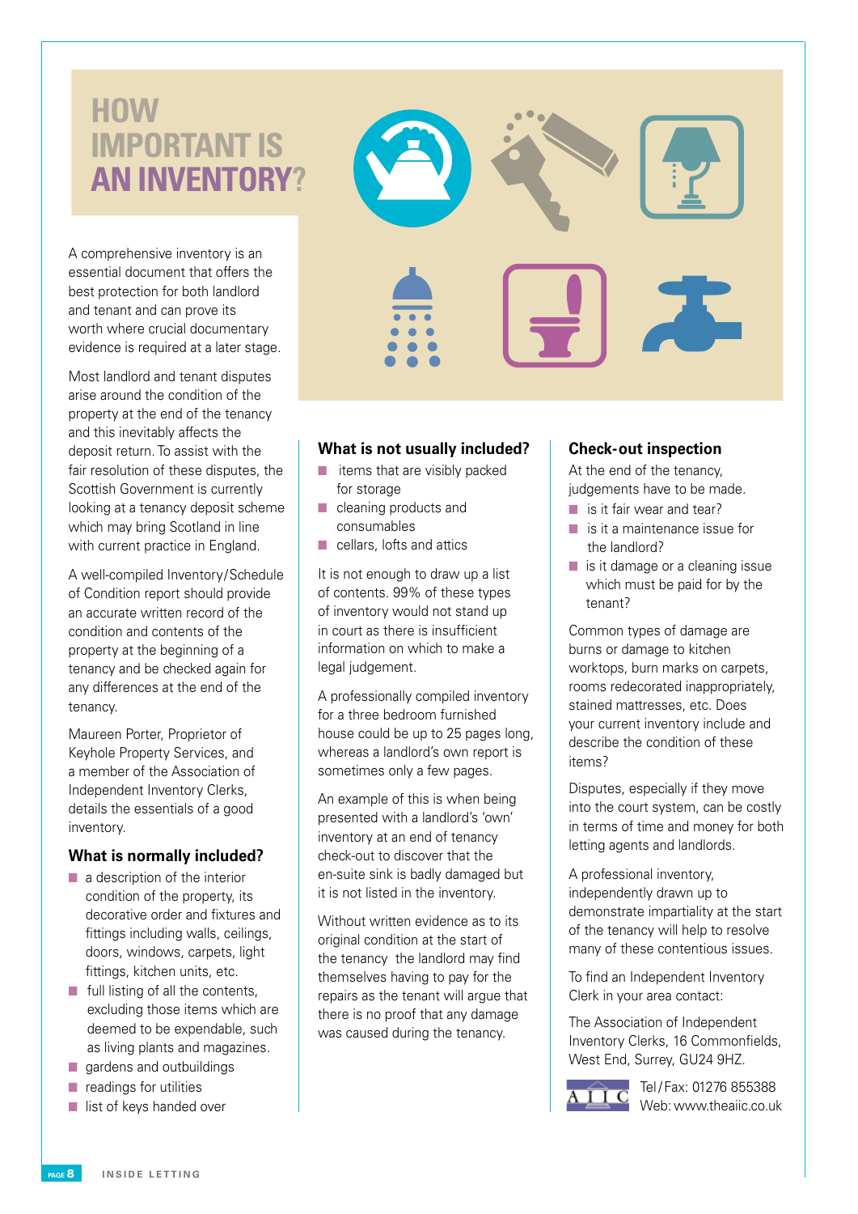# HOW IMPORTANT IS AN INVENTORY?

A comprehensive inventory is an essential document that offers the best protection for both landlord and tenant and can prove its worth where crucial documentary evidence is required at a later stage.

Most landlord and tenant disputes arise around the condition of the property at the end of the tenancy and this inevitably affects the deposit return. To assist with the fair resolution of these disputes, the Scottish Government is currently looking at a tenancy deposit scheme which may bring Scotland in line with current practice in England.

A well-compiled Inventory/Schedule of Condition report should provide an accurate written record of the condition and contents of the property at the beginning of a tenancy and be checked again for any differences at the end of the tenancy.

Maureen Porter, Proprietor of Keyhole Property Services, and a member of the Association of Independent Inventory Clerks, details the essentials of a good inventory.

## What is normally included?

- a description of the interior condition of the property, its decorative order and fixtures and fittings including walls, ceilings, doors, windows, carpets, light fittings, kitchen units, etc.
- full listing of all the contents, excluding those items which are deemed to be expendable, such as living plants and magazines.
- gardens and outbuildings
- readings for utilities
- list of keys handed over

## What is not usually included?

- items that are visibly packed for storage
- cleaning products and consumables
- cellars, lofts and attics

It is not enough to draw up a list of contents. 99% of these types of inventory would not stand up in court as there is insufficient information on which to make a legal judgement.

A professionally compiled inventory for a three bedroom furnished house could be up to 25 pages long, whereas a landlord's own report is sometimes only a few pages.

An example of this is when being presented with a landlord's 'own' inventory at an end of tenancy check-out to discover that the en-suite sink is badly damaged but it is not listed in the inventory.

Without written evidence as to its original condition at the start of the tenancy the landlord may find themselves having to pay for the repairs as the tenant will argue that there is no proof that any damage was caused during the tenancy.

## Check-out inspection

At the end of the tenancy, judgements have to be made.

- is it fair wear and tear?
- is it a maintenance issue for the landlord?
- is it damage or a cleaning issue which must be paid for by the tenant?

Common types of damage are burns or damage to kitchen worktops, burn marks on carpets, rooms redecorated inappropriately, stained mattresses, etc. Does your current inventory include and describe the condition of these items?

Disputes, especially if they move into the court system, can be costly in terms of time and money for both letting agents and landlords.

A professional inventory, independently drawn up to demonstrate impartiality at the start of the tenancy will help to resolve many of these contentious issues.

To find an Independent Inventory Clerk in your area contact:

The Association of Independent Inventory Clerks, 16 Commonfields, West End, Surrey, GU24 9HZ.

AIIC

Tel/Fax: 01276 855388
Web: www.theaiic.co.uk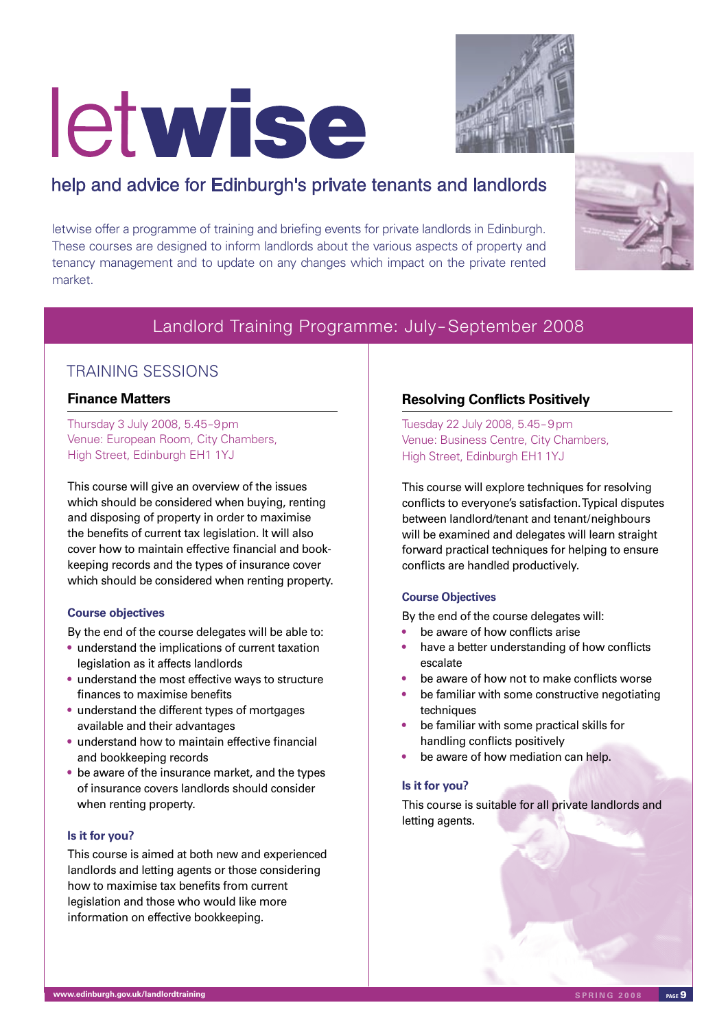# letwise

## help and advice for Edinburgh's private tenants and landlords

letwise offer a programme of training and briefing events for private landlords in Edinburgh. These courses are designed to inform landlords about the various aspects of property and tenancy management and to update on any changes which impact on the private rented market.

## Landlord Training Programme: July–September 2008

### TRAINING SESSIONS

### Finance Matters

Thursday 3 July 2008, 5.45–9pm
Venue: European Room, City Chambers, High Street, Edinburgh EH1 1YJ

This course will give an overview of the issues which should be considered when buying, renting and disposing of property in order to maximise the benefits of current tax legislation. It will also cover how to maintain effective financial and book-keeping records and the types of insurance cover which should be considered when renting property.

**Course objectives**

By the end of the course delegates will be able to:

- understand the implications of current taxation legislation as it affects landlords
- understand the most effective ways to structure finances to maximise benefits
- understand the different types of mortgages available and their advantages
- understand how to maintain effective financial and bookkeeping records
- be aware of the insurance market, and the types of insurance covers landlords should consider when renting property.

**Is it for you?**

This course is aimed at both new and experienced landlords and letting agents or those considering how to maximise tax benefits from current legislation and those who would like more information on effective bookkeeping.

### Resolving Conflicts Positively

Tuesday 22 July 2008, 5.45–9pm
Venue: Business Centre, City Chambers, High Street, Edinburgh EH1 1YJ

This course will explore techniques for resolving conflicts to everyone's satisfaction. Typical disputes between landlord/tenant and tenant/neighbours will be examined and delegates will learn straight forward practical techniques for helping to ensure conflicts are handled productively.

**Course Objectives**

By the end of the course delegates will:

- be aware of how conflicts arise
- have a better understanding of how conflicts escalate
- be aware of how not to make conflicts worse
- be familiar with some constructive negotiating techniques
- be familiar with some practical skills for handling conflicts positively
- be aware of how mediation can help.

**Is it for you?**

This course is suitable for all private landlords and letting agents.

www.edinburgh.gov.uk/landlordtraining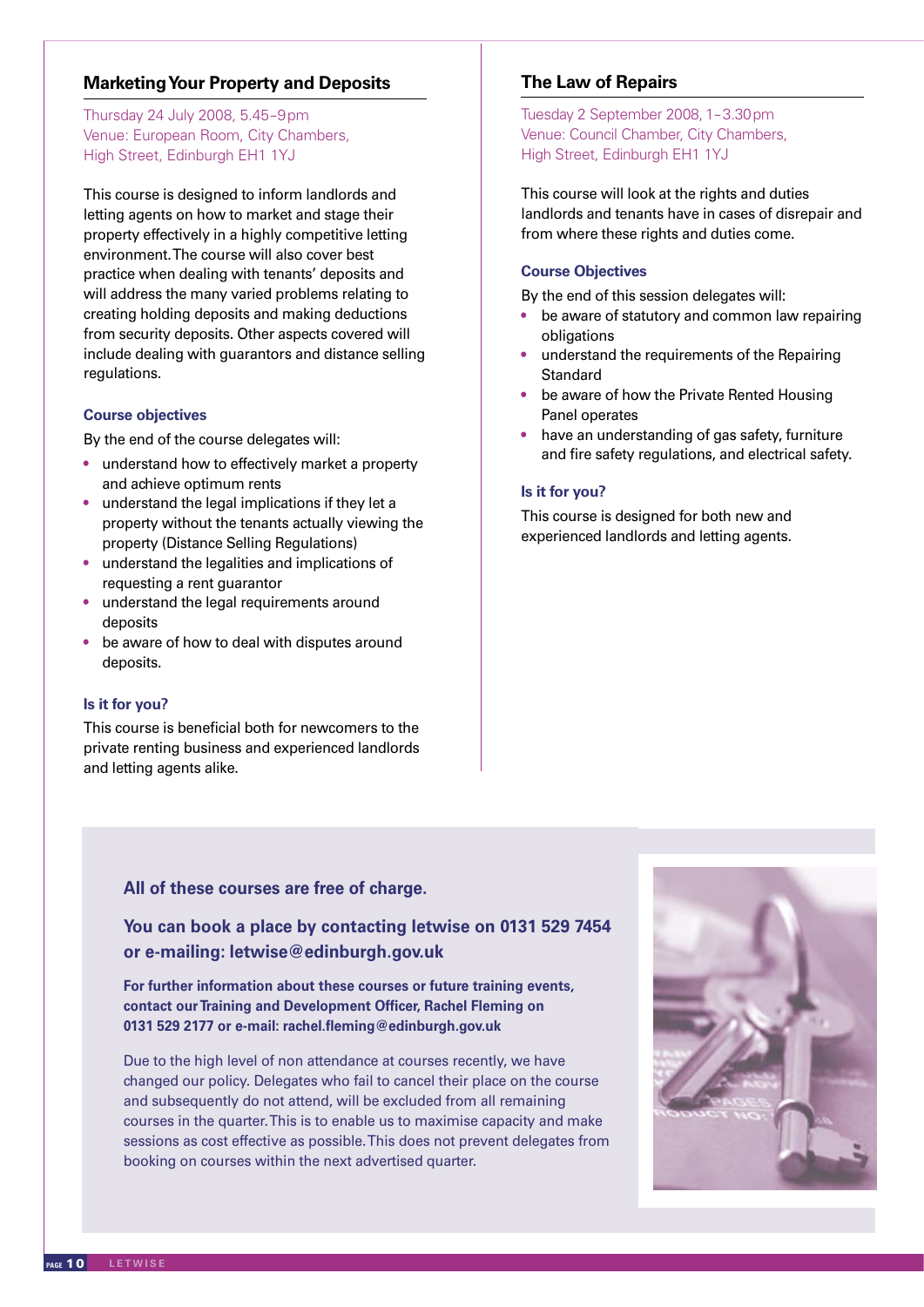## Marketing Your Property and Deposits

Thursday 24 July 2008, 5.45–9pm
Venue: European Room, City Chambers,
High Street, Edinburgh EH1 1YJ

This course is designed to inform landlords and letting agents on how to market and stage their property effectively in a highly competitive letting environment. The course will also cover best practice when dealing with tenants' deposits and will address the many varied problems relating to creating holding deposits and making deductions from security deposits. Other aspects covered will include dealing with guarantors and distance selling regulations.

### Course objectives

By the end of the course delegates will:

- understand how to effectively market a property and achieve optimum rents
- understand the legal implications if they let a property without the tenants actually viewing the property (Distance Selling Regulations)
- understand the legalities and implications of requesting a rent guarantor
- understand the legal requirements around deposits
- be aware of how to deal with disputes around deposits.

### Is it for you?

This course is beneficial both for newcomers to the private renting business and experienced landlords and letting agents alike.

## The Law of Repairs

Tuesday 2 September 2008, 1–3.30pm
Venue: Council Chamber, City Chambers,
High Street, Edinburgh EH1 1YJ

This course will look at the rights and duties landlords and tenants have in cases of disrepair and from where these rights and duties come.

### Course Objectives

By the end of this session delegates will:

- be aware of statutory and common law repairing obligations
- understand the requirements of the Repairing Standard
- be aware of how the Private Rented Housing Panel operates
- have an understanding of gas safety, furniture and fire safety regulations, and electrical safety.

### Is it for you?

This course is designed for both new and experienced landlords and letting agents.

**All of these courses are free of charge.**

**You can book a place by contacting letwise on 0131 529 7454 or e-mailing: letwise@edinburgh.gov.uk**

**For further information about these courses or future training events, contact our Training and Development Officer, Rachel Fleming on 0131 529 2177 or e-mail: rachel.fleming@edinburgh.gov.uk**

Due to the high level of non attendance at courses recently, we have changed our policy. Delegates who fail to cancel their place on the course and subsequently do not attend, will be excluded from all remaining courses in the quarter. This is to enable us to maximise capacity and make sessions as cost effective as possible. This does not prevent delegates from booking on courses within the next advertised quarter.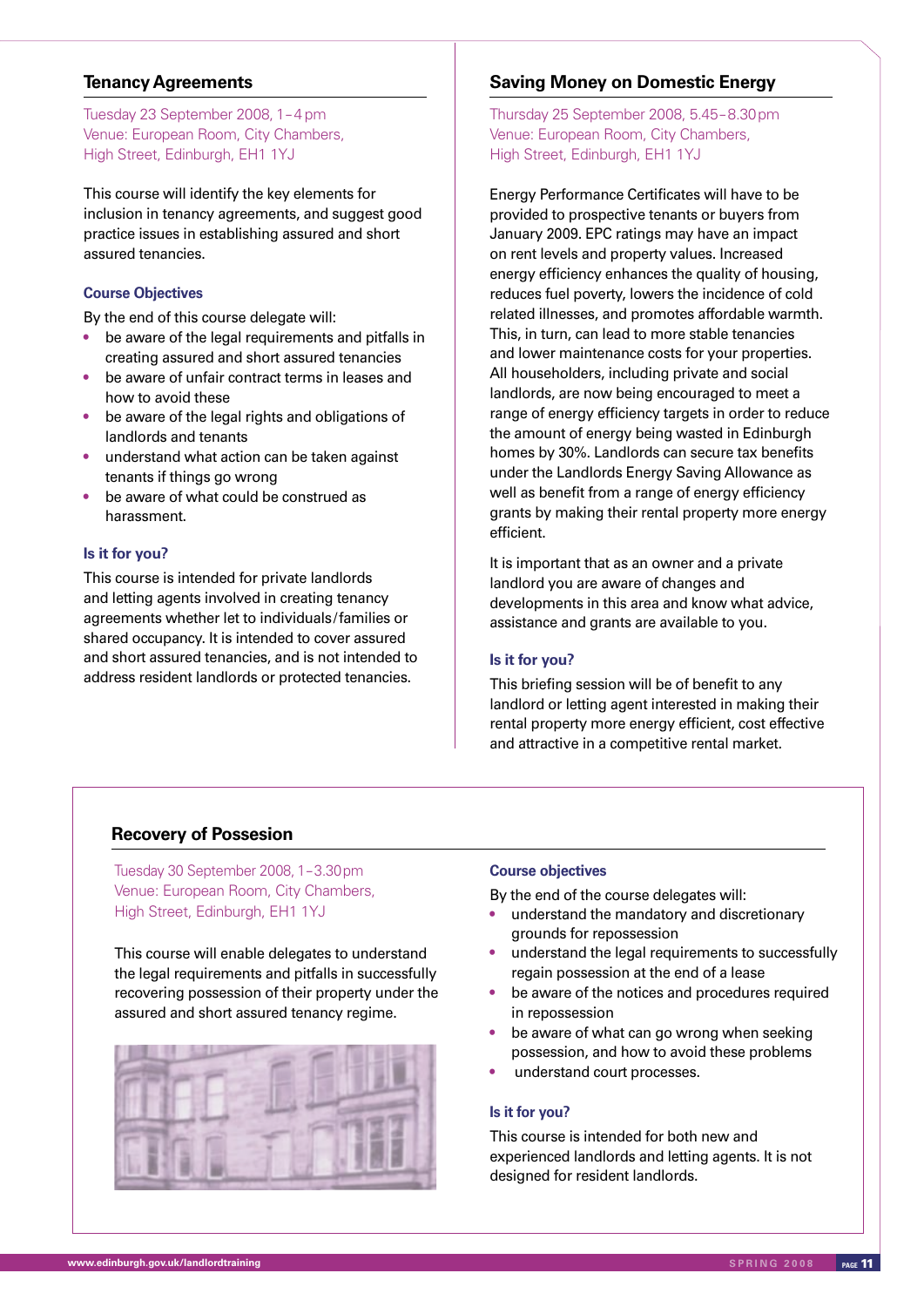## Tenancy Agreements

Tuesday 23 September 2008, 1–4 pm
Venue: European Room, City Chambers,
High Street, Edinburgh, EH1 1YJ

This course will identify the key elements for inclusion in tenancy agreements, and suggest good practice issues in establishing assured and short assured tenancies.

### Course Objectives

By the end of this course delegate will:

- be aware of the legal requirements and pitfalls in creating assured and short assured tenancies
- be aware of unfair contract terms in leases and how to avoid these
- be aware of the legal rights and obligations of landlords and tenants
- understand what action can be taken against tenants if things go wrong
- be aware of what could be construed as harassment.

### Is it for you?

This course is intended for private landlords and letting agents involved in creating tenancy agreements whether let to individuals/families or shared occupancy. It is intended to cover assured and short assured tenancies, and is not intended to address resident landlords or protected tenancies.

## Saving Money on Domestic Energy

Thursday 25 September 2008, 5.45–8.30pm
Venue: European Room, City Chambers,
High Street, Edinburgh, EH1 1YJ

Energy Performance Certificates will have to be provided to prospective tenants or buyers from January 2009. EPC ratings may have an impact on rent levels and property values. Increased energy efficiency enhances the quality of housing, reduces fuel poverty, lowers the incidence of cold related illnesses, and promotes affordable warmth. This, in turn, can lead to more stable tenancies and lower maintenance costs for your properties. All householders, including private and social landlords, are now being encouraged to meet a range of energy efficiency targets in order to reduce the amount of energy being wasted in Edinburgh homes by 30%. Landlords can secure tax benefits under the Landlords Energy Saving Allowance as well as benefit from a range of energy efficiency grants by making their rental property more energy efficient.

It is important that as an owner and a private landlord you are aware of changes and developments in this area and know what advice, assistance and grants are available to you.

### Is it for you?

This briefing session will be of benefit to any landlord or letting agent interested in making their rental property more energy efficient, cost effective and attractive in a competitive rental market.

## Recovery of Possesion

Tuesday 30 September 2008, 1–3.30pm
Venue: European Room, City Chambers,
High Street, Edinburgh, EH1 1YJ

This course will enable delegates to understand the legal requirements and pitfalls in successfully recovering possession of their property under the assured and short assured tenancy regime.

### Course objectives

By the end of the course delegates will:

- understand the mandatory and discretionary grounds for repossession
- understand the legal requirements to successfully regain possession at the end of a lease
- be aware of the notices and procedures required in repossession
- be aware of what can go wrong when seeking possession, and how to avoid these problems
- understand court processes.

### Is it for you?

This course is intended for both new and experienced landlords and letting agents. It is not designed for resident landlords.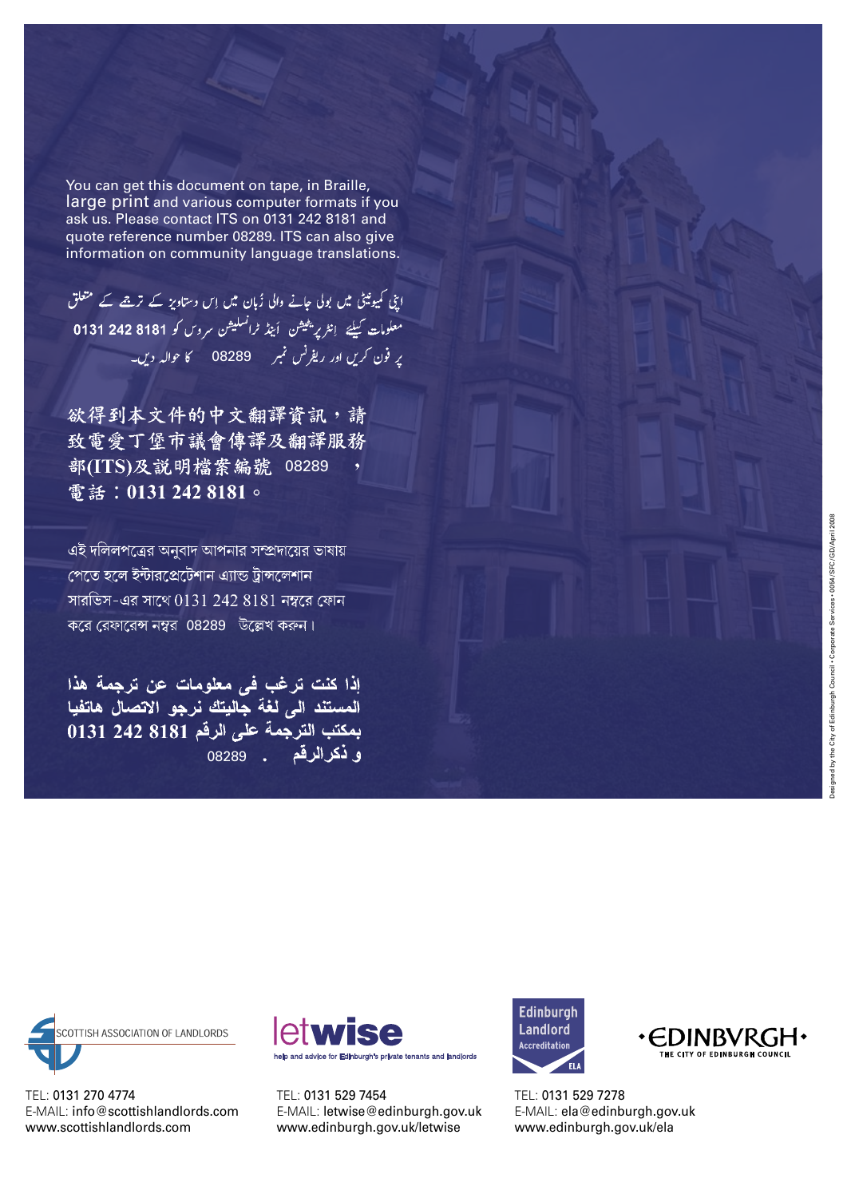You can get this document on tape, in Braille, large print and various computer formats if you ask us. Please contact ITS on 0131 242 8181 and quote reference number 08289. ITS can also give information on community language translations.

اپنی کمیونٹی میں بولی جانے والی زبان میں اس دستاویز کے ترجمے کے متعلق معلومات کیلئے انٹرپریٹیشن اینڈ ٹرانسلیشن سروس کو 0131 242 8181 پر فون کریں اور ریفرنس نمبر 08289 کا حوالہ دیں۔

欲得到本文件的中文翻譯資訊，請致電愛丁堡市議會傳譯及翻譯服務部(ITS)及説明檔案編號 08289 ，電話：0131 242 8181。

এই দলিলপত্রের অনুবাদ আপনার সম্প্রদায়ের ভাষায় পেতে হলে ইন্টারপ্রেটেশান এ্যান্ড ট্রান্সলেশান সারভিস-এর সাথে 0131 242 8181 নম্বরে ফোন করে রেফারেন্স নম্বর 08289 উল্লেখ করুন।

إذا كنت ترغب فى معلومات عن ترجمة هذا المستند الى لغة جاليتك نرجو الاتصال هاتفيا بمكتب الترجمة على الرقم 0131 242 8181 و ذكرالرقم 08289 .

Designed by the City of Edinburgh Council • Corporate Services • 0054/SFC/GD/April 2008

SCOTTISH ASSOCIATION OF LANDLORDS

TEL: 0131 270 4774
E-MAIL: info@scottishlandlords.com
www.scottishlandlords.com

letwise
help and advice for Edinburgh's private tenants and landlords

TEL: 0131 529 7454
E-MAIL: letwise@edinburgh.gov.uk
www.edinburgh.gov.uk/letwise

Edinburgh Landlord Accreditation ELA

EDINBVRGH
THE CITY OF EDINBURGH COUNCIL

TEL: 0131 529 7278
E-MAIL: ela@edinburgh.gov.uk
www.edinburgh.gov.uk/ela